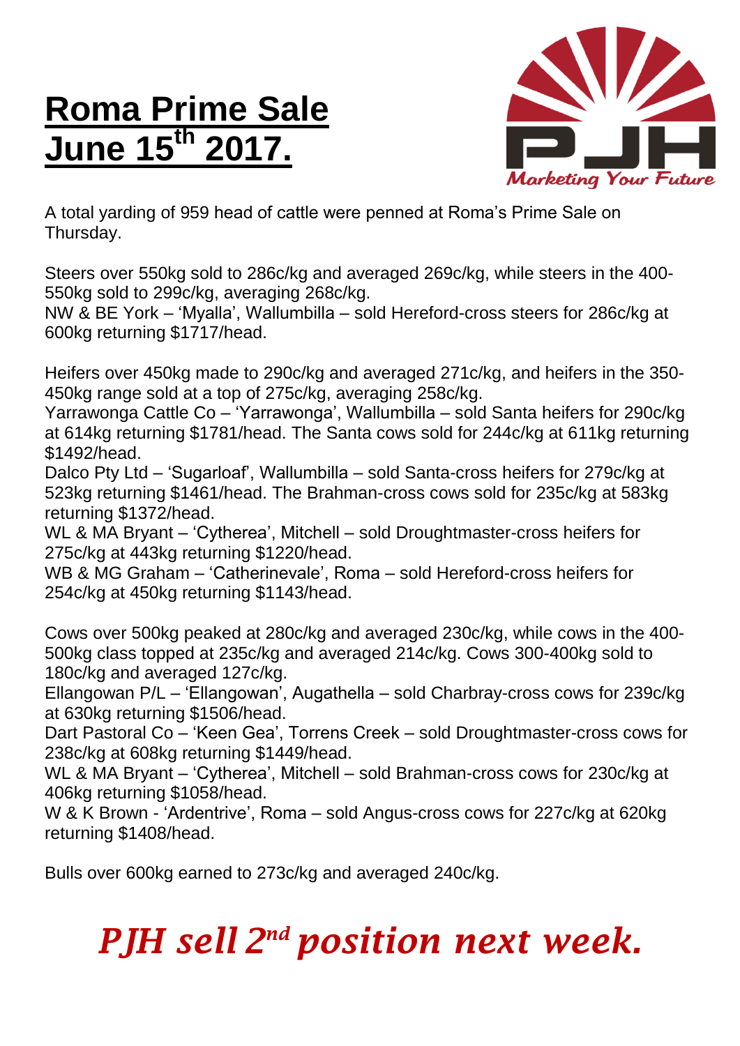# **Roma Prime Sale June 15th 2017.**

PJH

*Marketing Your Future*

A total yarding of 959 head of cattle were penned at Roma's Prime Sale on Thursday.

Steers over 550kg sold to 286c/kg and averaged 269c/kg, while steers in the 400-550kg sold to 299c/kg, averaging 268c/kg.
NW & BE York – 'Myalla', Wallumbilla – sold Hereford-cross steers for 286c/kg at 600kg returning $1717/head.

Heifers over 450kg made to 290c/kg and averaged 271c/kg, and heifers in the 350-450kg range sold at a top of 275c/kg, averaging 258c/kg.
Yarrawonga Cattle Co – 'Yarrawonga', Wallumbilla – sold Santa heifers for 290c/kg at 614kg returning $1781/head. The Santa cows sold for 244c/kg at 611kg returning $1492/head.
Dalco Pty Ltd – 'Sugarloaf', Wallumbilla – sold Santa-cross heifers for 279c/kg at 523kg returning $1461/head. The Brahman-cross cows sold for 235c/kg at 583kg returning $1372/head.
WL & MA Bryant – 'Cytherea', Mitchell – sold Droughtmaster-cross heifers for 275c/kg at 443kg returning $1220/head.
WB & MG Graham – 'Catherinevale', Roma – sold Hereford-cross heifers for 254c/kg at 450kg returning $1143/head.

Cows over 500kg peaked at 280c/kg and averaged 230c/kg, while cows in the 400-500kg class topped at 235c/kg and averaged 214c/kg. Cows 300-400kg sold to 180c/kg and averaged 127c/kg.
Ellangowan P/L – 'Ellangowan', Augathella – sold Charbray-cross cows for 239c/kg at 630kg returning $1506/head.
Dart Pastoral Co – 'Keen Gea', Torrens Creek – sold Droughtmaster-cross cows for 238c/kg at 608kg returning $1449/head.
WL & MA Bryant – 'Cytherea', Mitchell – sold Brahman-cross cows for 230c/kg at 406kg returning $1058/head.
W & K Brown - 'Ardentrive', Roma – sold Angus-cross cows for 227c/kg at 620kg returning $1408/head.

Bulls over 600kg earned to 273c/kg and averaged 240c/kg.

***PJH sell 2nd position next week.***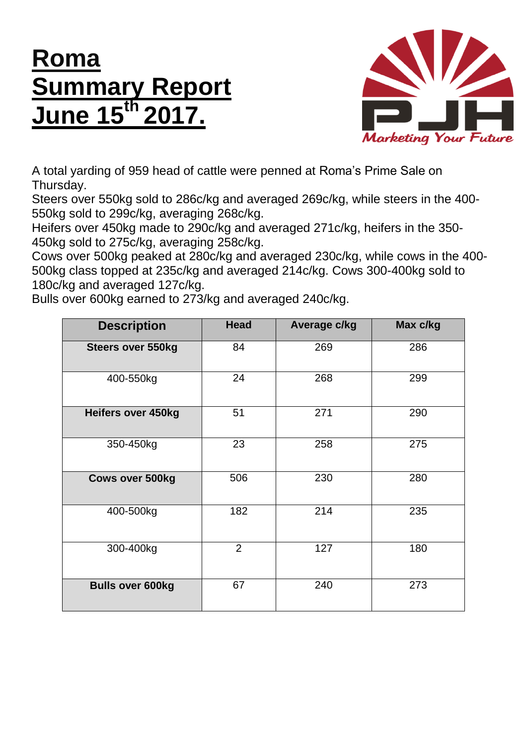# Roma Summary Report June 15th 2017.

PJH
Marketing Your Future

A total yarding of 959 head of cattle were penned at Roma's Prime Sale on Thursday.
Steers over 550kg sold to 286c/kg and averaged 269c/kg, while steers in the 400-550kg sold to 299c/kg, averaging 268c/kg.
Heifers over 450kg made to 290c/kg and averaged 271c/kg, heifers in the 350-450kg sold to 275c/kg, averaging 258c/kg.
Cows over 500kg peaked at 280c/kg and averaged 230c/kg, while cows in the 400-500kg class topped at 235c/kg and averaged 214c/kg. Cows 300-400kg sold to 180c/kg and averaged 127c/kg.
Bulls over 600kg earned to 273/kg and averaged 240c/kg.

| Description | Head | Average c/kg | Max c/kg |
|---|---|---|---|
| **Steers over 550kg** | 84 | 269 | 286 |
| 400-550kg | 24 | 268 | 299 |
| **Heifers over 450kg** | 51 | 271 | 290 |
| 350-450kg | 23 | 258 | 275 |
| **Cows over 500kg** | 506 | 230 | 280 |
| 400-500kg | 182 | 214 | 235 |
| 300-400kg | 2 | 127 | 180 |
| **Bulls over 600kg** | 67 | 240 | 273 |